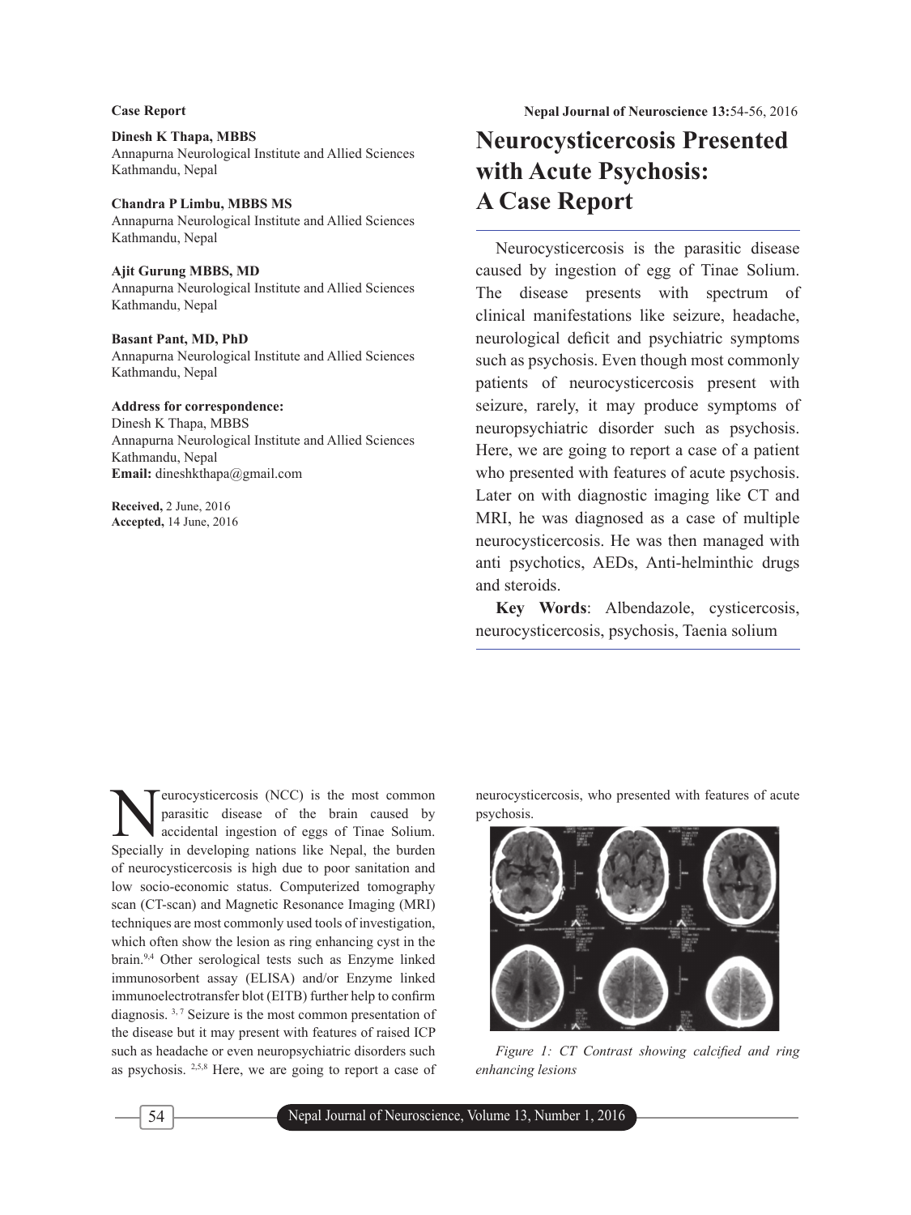Case Report

# Neurocysticercosis Presented with Acute Psychosis: A Case Report

**Dinesh K Thapa, MBBS**
Annapurna Neurological Institute and Allied Sciences
Kathmandu, Nepal

**Chandra P Limbu, MBBS MS**
Annapurna Neurological Institute and Allied Sciences
Kathmandu, Nepal

**Ajit Gurung MBBS, MD**
Annapurna Neurological Institute and Allied Sciences
Kathmandu, Nepal

**Basant Pant, MD, PhD**
Annapurna Neurological Institute and Allied Sciences
Kathmandu, Nepal

**Address for correspondence:**
Dinesh K Thapa, MBBS
Annapurna Neurological Institute and Allied Sciences
Kathmandu, Nepal
**Email:** dineshkthapa@gmail.com

**Received,** 2 June, 2016
**Accepted,** 14 June, 2016

Neurocysticercosis is the parasitic disease caused by ingestion of egg of Tinae Solium. The disease presents with spectrum of clinical manifestations like seizure, headache, neurological deficit and psychiatric symptoms such as psychosis. Even though most commonly patients of neurocysticercosis present with seizure, rarely, it may produce symptoms of neuropsychiatric disorder such as psychosis. Here, we are going to report a case of a patient who presented with features of acute psychosis. Later on with diagnostic imaging like CT and MRI, he was diagnosed as a case of multiple neurocysticercosis. He was then managed with anti psychotics, AEDs, Anti-helminthic drugs and steroids.

**Key Words**: Albendazole, cysticercosis, neurocysticercosis, psychosis, Taenia solium

Neurocysticercosis (NCC) is the most common parasitic disease of the brain caused by accidental ingestion of eggs of Tinae Solium. Specially in developing nations like Nepal, the burden of neurocysticercosis is high due to poor sanitation and low socio-economic status. Computerized tomography scan (CT-scan) and Magnetic Resonance Imaging (MRI) techniques are most commonly used tools of investigation, which often show the lesion as ring enhancing cyst in the brain.[9,4] Other serological tests such as Enzyme linked immunosorbent assay (ELISA) and/or Enzyme linked immunoelectrotransfer blot (EITB) further help to confirm diagnosis. [3, 7] Seizure is the most common presentation of the disease but it may present with features of raised ICP such as headache or even neuropsychiatric disorders such as psychosis. [2,5,8] Here, we are going to report a case of neurocysticercosis, who presented with features of acute psychosis.

*Figure 1: CT Contrast showing calcified and ring enhancing lesions*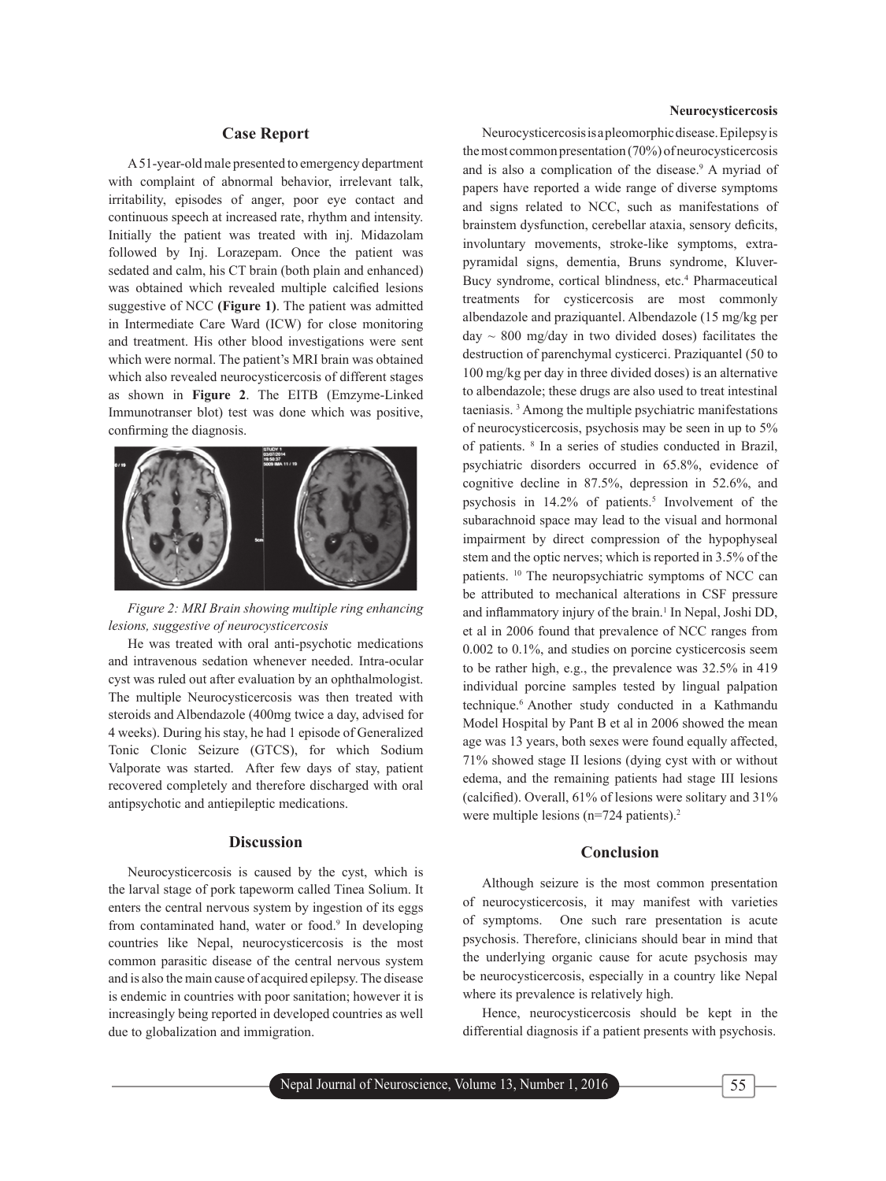## Case Report

A 51-year-old male presented to emergency department with complaint of abnormal behavior, irrelevant talk, irritability, episodes of anger, poor eye contact and continuous speech at increased rate, rhythm and intensity. Initially the patient was treated with inj. Midazolam followed by Inj. Lorazepam. Once the patient was sedated and calm, his CT brain (both plain and enhanced) was obtained which revealed multiple calcified lesions suggestive of NCC **(Figure 1)**. The patient was admitted in Intermediate Care Ward (ICW) for close monitoring and treatment. His other blood investigations were sent which were normal. The patient's MRI brain was obtained which also revealed neurocysticercosis of different stages as shown in **Figure 2**. The EITB (Emzyme-Linked Immunotranser blot) test was done which was positive, confirming the diagnosis.

*Figure 2: MRI Brain showing multiple ring enhancing lesions, suggestive of neurocysticercosis*

He was treated with oral anti-psychotic medications and intravenous sedation whenever needed. Intra-ocular cyst was ruled out after evaluation by an ophthalmologist. The multiple Neurocysticercosis was then treated with steroids and Albendazole (400mg twice a day, advised for 4 weeks). During his stay, he had 1 episode of Generalized Tonic Clonic Seizure (GTCS), for which Sodium Valporate was started. After few days of stay, patient recovered completely and therefore discharged with oral antipsychotic and antiepileptic medications.

## Discussion

Neurocysticercosis is caused by the cyst, which is the larval stage of pork tapeworm called Tinea Solium. It enters the central nervous system by ingestion of its eggs from contaminated hand, water or food.[9] In developing countries like Nepal, neurocysticercosis is the most common parasitic disease of the central nervous system and is also the main cause of acquired epilepsy. The disease is endemic in countries with poor sanitation; however it is increasingly being reported in developed countries as well due to globalization and immigration.

**Neurocysticercosis**

Neurocysticercosis is a pleomorphic disease. Epilepsy is the most common presentation (70%) of neurocysticercosis and is also a complication of the disease.[9] A myriad of papers have reported a wide range of diverse symptoms and signs related to NCC, such as manifestations of brainstem dysfunction, cerebellar ataxia, sensory deficits, involuntary movements, stroke-like symptoms, extra-pyramidal signs, dementia, Bruns syndrome, Kluver-Bucy syndrome, cortical blindness, etc.[4] Pharmaceutical treatments for cysticercosis are most commonly albendazole and praziquantel. Albendazole (15 mg/kg per day ~ 800 mg/day in two divided doses) facilitates the destruction of parenchymal cysticerci. Praziquantel (50 to 100 mg/kg per day in three divided doses) is an alternative to albendazole; these drugs are also used to treat intestinal taeniasis.[3] Among the multiple psychiatric manifestations of neurocysticercosis, psychosis may be seen in up to 5% of patients.[8] In a series of studies conducted in Brazil, psychiatric disorders occurred in 65.8%, evidence of cognitive decline in 87.5%, depression in 52.6%, and psychosis in 14.2% of patients.[5] Involvement of the subarachnoid space may lead to the visual and hormonal impairment by direct compression of the hypophyseal stem and the optic nerves; which is reported in 3.5% of the patients.[10] The neuropsychiatric symptoms of NCC can be attributed to mechanical alterations in CSF pressure and inflammatory injury of the brain.[1] In Nepal, Joshi DD, et al in 2006 found that prevalence of NCC ranges from 0.002 to 0.1%, and studies on porcine cysticercosis seem to be rather high, e.g., the prevalence was 32.5% in 419 individual porcine samples tested by lingual palpation technique.[6] Another study conducted in a Kathmandu Model Hospital by Pant B et al in 2006 showed the mean age was 13 years, both sexes were found equally affected, 71% showed stage II lesions (dying cyst with or without edema, and the remaining patients had stage III lesions (calcified). Overall, 61% of lesions were solitary and 31% were multiple lesions (n=724 patients).[2]

## Conclusion

Although seizure is the most common presentation of neurocysticercosis, it may manifest with varieties of symptoms. One such rare presentation is acute psychosis. Therefore, clinicians should bear in mind that the underlying organic cause for acute psychosis may be neurocysticercosis, especially in a country like Nepal where its prevalence is relatively high.

Hence, neurocysticercosis should be kept in the differential diagnosis if a patient presents with psychosis.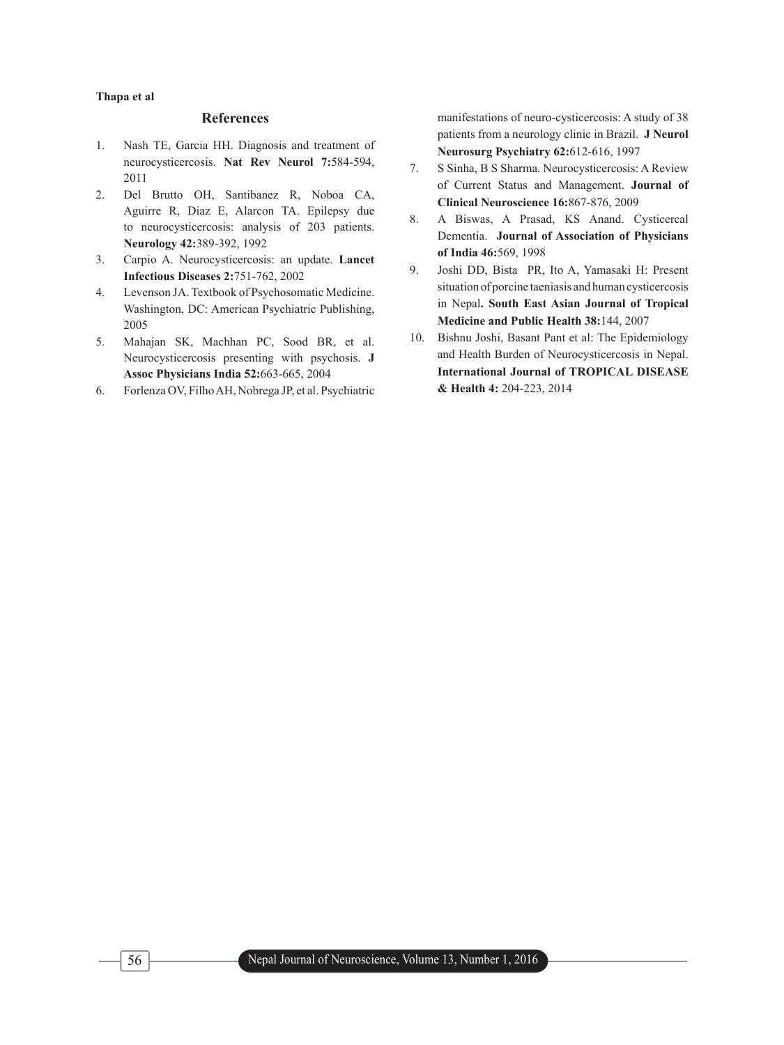## References

1. Nash TE, Garcia HH. Diagnosis and treatment of neurocysticercosis. **Nat Rev Neurol 7:**584-594, 2011
2. Del Brutto OH, Santibanez R, Noboa CA, Aguirre R, Diaz E, Alarcon TA. Epilepsy due to neurocysticercosis: analysis of 203 patients. **Neurology 42:**389-392, 1992
3. Carpio A. Neurocysticercosis: an update. **Lancet Infectious Diseases 2:**751-762, 2002
4. Levenson JA. Textbook of Psychosomatic Medicine. Washington, DC: American Psychiatric Publishing, 2005
5. Mahajan SK, Machhan PC, Sood BR, et al. Neurocysticercosis presenting with psychosis. **J Assoc Physicians India 52:**663-665, 2004
6. Forlenza OV, Filho AH, Nobrega JP, et al. Psychiatric manifestations of neuro-cysticercosis: A study of 38 patients from a neurology clinic in Brazil. **J Neurol Neurosurg Psychiatry 62:**612-616, 1997
7. S Sinha, B S Sharma. Neurocysticercosis: A Review of Current Status and Management. **Journal of Clinical Neuroscience 16:**867-876, 2009
8. A Biswas, A Prasad, KS Anand. Cysticercal Dementia. **Journal of Association of Physicians of India 46:**569, 1998
9. Joshi DD, Bista PR, Ito A, Yamasaki H: Present situation of porcine taeniasis and human cysticercosis in Nepal**. South East Asian Journal of Tropical Medicine and Public Health 38:**144, 2007
10. Bishnu Joshi, Basant Pant et al: The Epidemiology and Health Burden of Neurocysticercosis in Nepal. **International Journal of TROPICAL DISEASE & Health 4:** 204-223, 2014